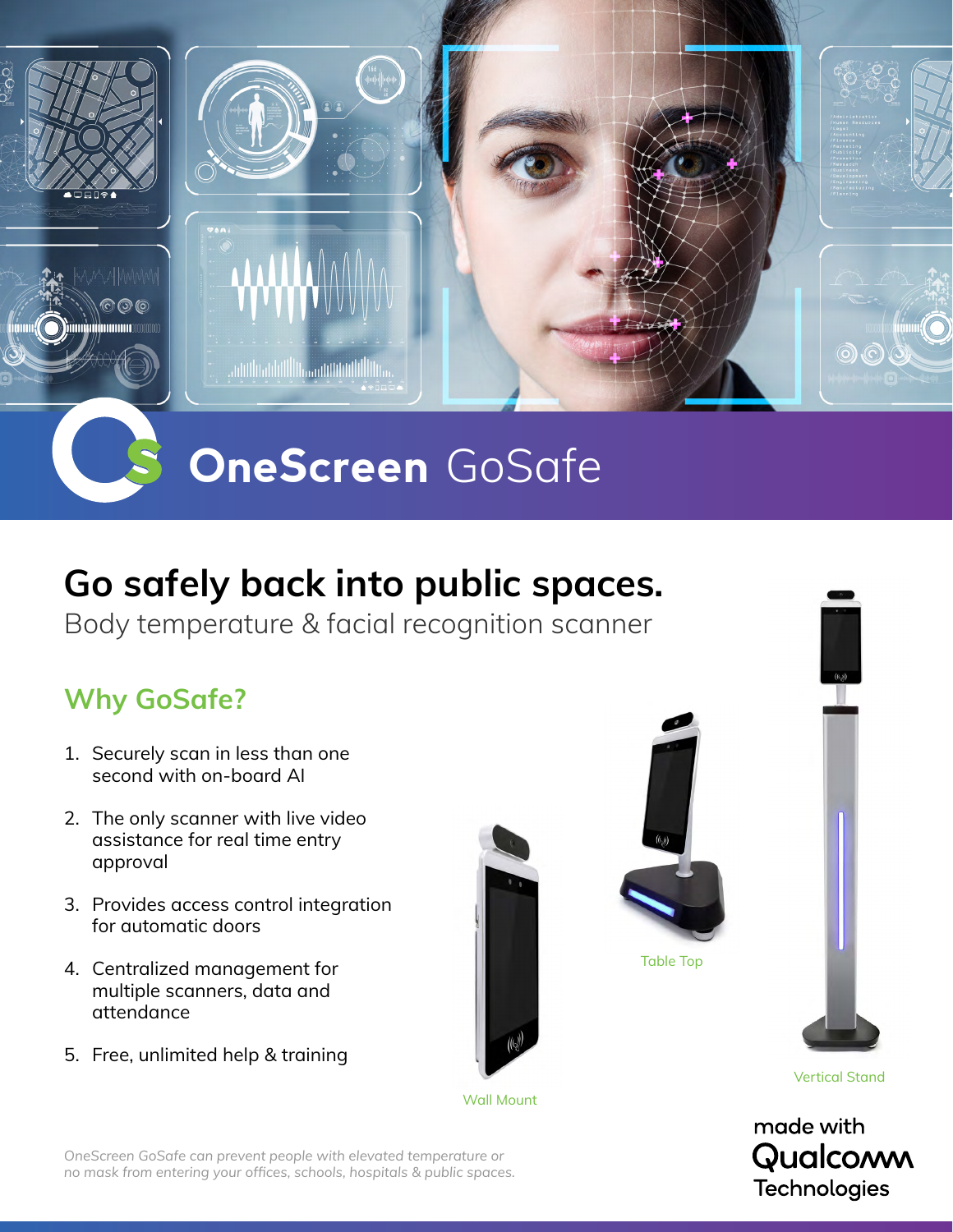# OneScreen GoSafe

## Go safely back into public spaces.

Body temperature & facial recognition scanner

### Why GoSafe?

1. Securely scan in less than one second with on-board AI
2. The only scanner with live video assistance for real time entry approval
3. Provides access control integration for automatic doors
4. Centralized management for multiple scanners, data and attendance
5. Free, unlimited help & training

Wall Mount

Table Top

Vertical Stand

*OneScreen GoSafe can prevent people with elevated temperature or no mask from entering your offices, schools, hospitals & public spaces.*

made with Qualcomm Technologies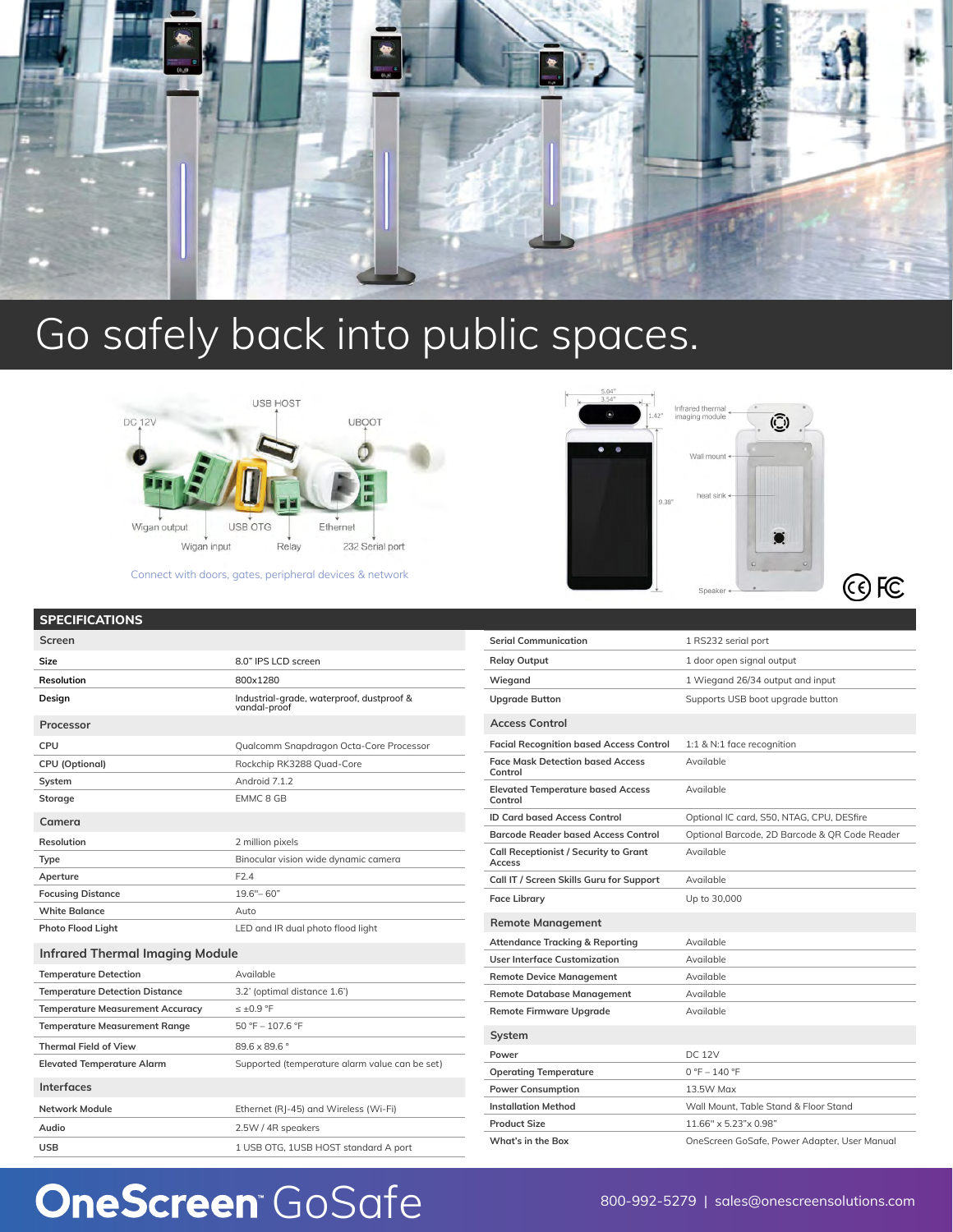# Go safely back into public spaces.

DC 12V

USB HOST

UBOOT

Wigan output

USB OTG

Ethernet

Wigan input

Relay

232 Serial port

Connect with doors, gates, peripheral devices & network

5.04"

3.54"

1.42"

9.38"

Infrared thermal imaging module

Wall mount

heat sink

Speaker

## SPECIFICATIONS

| | |
|---|---|
| **Screen** | |
| Size | 8.0" IPS LCD screen |
| Resolution | 800x1280 |
| Design | Industrial-grade, waterproof, dustproof & vandal-proof |
| **Processor** | |
| CPU | Qualcomm Snapdragon Octa-Core Processor |
| CPU (Optional) | Rockchip RK3288 Quad-Core |
| System | Android 7.1.2 |
| Storage | EMMC 8 GB |
| **Camera** | |
| Resolution | 2 million pixels |
| Type | Binocular vision wide dynamic camera |
| Aperture | F2.4 |
| Focusing Distance | 19.6"– 60" |
| White Balance | Auto |
| Photo Flood Light | LED and IR dual photo flood light |
| **Infrared Thermal Imaging Module** | |
| Temperature Detection | Available |
| Temperature Detection Distance | 3.2' (optimal distance 1.6') |
| Temperature Measurement Accuracy | ≤ ±0.9 °F |
| Temperature Measurement Range | 50 °F – 107.6 °F |
| Thermal Field of View | 89.6 x 89.6 ° |
| Elevated Temperature Alarm | Supported (temperature alarm value can be set) |
| **Interfaces** | |
| Network Module | Ethernet (RJ-45) and Wireless (Wi-Fi) |
| Audio | 2.5W / 4R speakers |
| USB | 1 USB OTG, 1USB HOST standard A port |
| Serial Communication | 1 RS232 serial port |
| Relay Output | 1 door open signal output |
| Wiegand | 1 Wiegand 26/34 output and input |
| Upgrade Button | Supports USB boot upgrade button |
| **Access Control** | |
| Facial Recognition based Access Control | 1:1 & N:1 face recognition |
| Face Mask Detection based Access Control | Available |
| Elevated Temperature based Access Control | Available |
| ID Card based Access Control | Optional IC card, S50, NTAG, CPU, DESfire |
| Barcode Reader based Access Control | Optional Barcode, 2D Barcode & QR Code Reader |
| Call Receptionist / Security to Grant Access | Available |
| Call IT / Screen Skills Guru for Support | Available |
| Face Library | Up to 30,000 |
| **Remote Management** | |
| Attendance Tracking & Reporting | Available |
| User Interface Customization | Available |
| Remote Device Management | Available |
| Remote Database Management | Available |
| Remote Firmware Upgrade | Available |
| **System** | |
| Power | DC 12V |
| Operating Temperature | 0 °F – 140 °F |
| Power Consumption | 13.5W Max |
| Installation Method | Wall Mount, Table Stand & Floor Stand |
| Product Size | 11.66" x 5.23"x 0.98" |
| What's in the Box | OneScreen GoSafe, Power Adapter, User Manual |

**OneScreen™ GoSafe**

800-992-5279 | sales@onescreensolutions.com